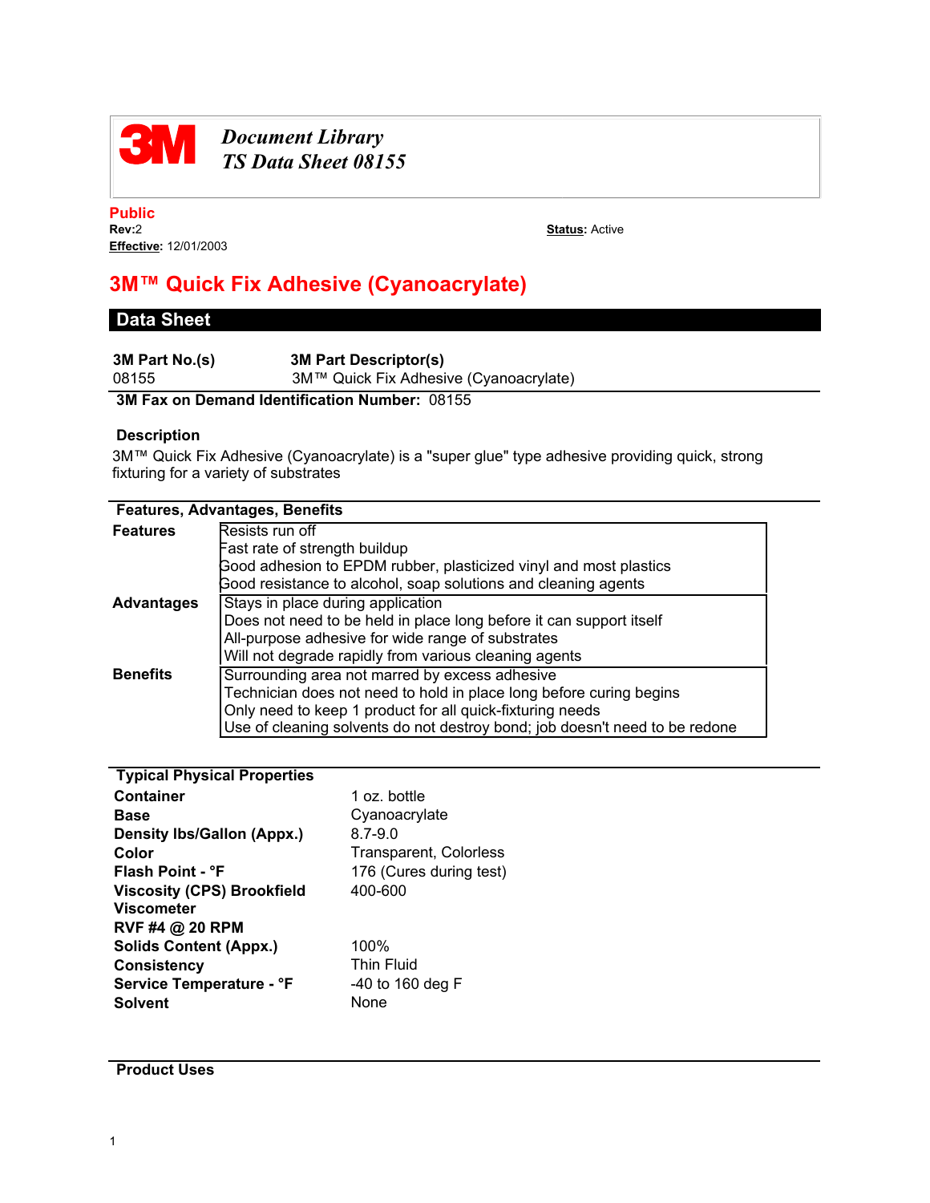**Document Library**
**TS Data Sheet 08155**

**Public**
**Rev:** 2
**Effective:** 12/01/2003

**Status:** Active

# 3M™ Quick Fix Adhesive (Cyanoacrylate)

## Data Sheet

| 3M Part No.(s) | 3M Part Descriptor(s) |
|---|---|
| 08155 | 3M™ Quick Fix Adhesive (Cyanoacrylate) |

**3M Fax on Demand Identification Number:** 08155

### Description

3M™ Quick Fix Adhesive (Cyanoacrylate) is a "super glue" type adhesive providing quick, strong fixturing for a variety of substrates

### Features, Advantages, Benefits

| | |
|---|---|
| **Features** | Resists run off<br>Fast rate of strength buildup<br>Good adhesion to EPDM rubber, plasticized vinyl and most plastics<br>Good resistance to alcohol, soap solutions and cleaning agents |
| **Advantages** | Stays in place during application<br>Does not need to be held in place long before it can support itself<br>All-purpose adhesive for wide range of substrates<br>Will not degrade rapidly from various cleaning agents |
| **Benefits** | Surrounding area not marred by excess adhesive<br>Technician does not need to hold in place long before curing begins<br>Only need to keep 1 product for all quick-fixturing needs<br>Use of cleaning solvents do not destroy bond; job doesn't need to be redone |

### Typical Physical Properties

| | |
|---|---|
| **Container** | 1 oz. bottle |
| **Base** | Cyanoacrylate |
| **Density lbs/Gallon (Appx.)** | 8.7-9.0 |
| **Color** | Transparent, Colorless |
| **Flash Point - °F** | 176 (Cures during test) |
| **Viscosity (CPS) Brookfield Viscometer RVF #4 @ 20 RPM** | 400-600 |
| **Solids Content (Appx.)** | 100% |
| **Consistency** | Thin Fluid |
| **Service Temperature - °F** | -40 to 160 deg F |
| **Solvent** | None |

### Product Uses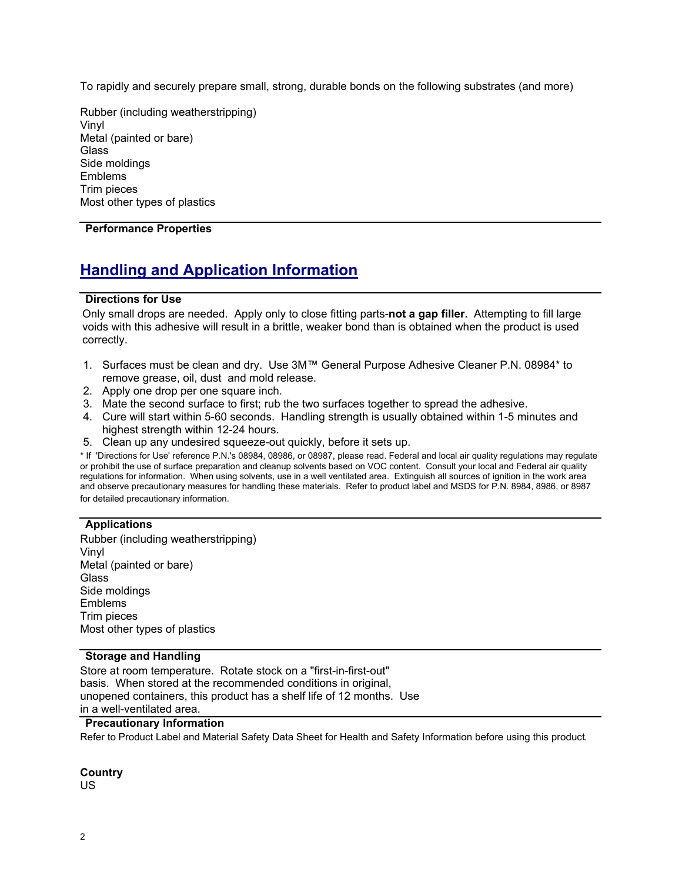To rapidly and securely prepare small, strong, durable bonds on the following substrates (and more)

Rubber (including weatherstripping)
Vinyl
Metal (painted or bare)
Glass
Side moldings
Emblems
Trim pieces
Most other types of plastics

### Performance Properties

## Handling and Application Information

### Directions for Use

Only small drops are needed. Apply only to close fitting parts-**not a gap filler.** Attempting to fill large voids with this adhesive will result in a brittle, weaker bond than is obtained when the product is used correctly.

1. Surfaces must be clean and dry. Use 3M™ General Purpose Adhesive Cleaner P.N. 08984* to remove grease, oil, dust and mold release.
2. Apply one drop per one square inch.
3. Mate the second surface to first; rub the two surfaces together to spread the adhesive.
4. Cure will start within 5-60 seconds. Handling strength is usually obtained within 1-5 minutes and highest strength within 12-24 hours.
5. Clean up any undesired squeeze-out quickly, before it sets up.

* If 'Directions for Use' reference P.N.'s 08984, 08986, or 08987, please read. Federal and local air quality regulations may regulate or prohibit the use of surface preparation and cleanup solvents based on VOC content. Consult your local and Federal air quality regulations for information. When using solvents, use in a well ventilated area. Extinguish all sources of ignition in the work area and observe precautionary measures for handling these materials. Refer to product label and MSDS for P.N. 8984, 8986, or 8987 for detailed precautionary information.

### Applications

Rubber (including weatherstripping)
Vinyl
Metal (painted or bare)
Glass
Side moldings
Emblems
Trim pieces
Most other types of plastics

### Storage and Handling

Store at room temperature. Rotate stock on a "first-in-first-out" basis. When stored at the recommended conditions in original, unopened containers, this product has a shelf life of 12 months. Use in a well-ventilated area.

### Precautionary Information

Refer to Product Label and Material Safety Data Sheet for Health and Safety Information before using this product.

**Country**
US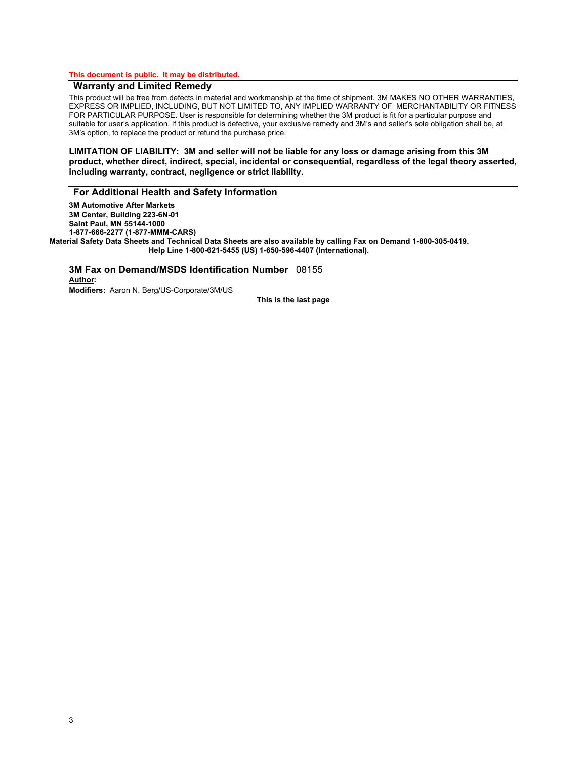**This document is public. It may be distributed.**

## Warranty and Limited Remedy

This product will be free from defects in material and workmanship at the time of shipment. 3M MAKES NO OTHER WARRANTIES, EXPRESS OR IMPLIED, INCLUDING, BUT NOT LIMITED TO, ANY IMPLIED WARRANTY OF MERCHANTABILITY OR FITNESS FOR PARTICULAR PURPOSE. User is responsible for determining whether the 3M product is fit for a particular purpose and suitable for user's application. If this product is defective, your exclusive remedy and 3M's and seller's sole obligation shall be, at 3M's option, to replace the product or refund the purchase price.

**LIMITATION OF LIABILITY: 3M and seller will not be liable for any loss or damage arising from this 3M product, whether direct, indirect, special, incidental or consequential, regardless of the legal theory asserted, including warranty, contract, negligence or strict liability.**

## For Additional Health and Safety Information

**3M Automotive After Markets**
**3M Center, Building 223-6N-01**
**Saint Paul, MN 55144-1000**
**1-877-666-2277 (1-877-MMM-CARS)**

**Material Safety Data Sheets and Technical Data Sheets are also available by calling Fax on Demand 1-800-305-0419.**
**Help Line 1-800-621-5455 (US) 1-650-596-4407 (International).**

**3M Fax on Demand/MSDS Identification Number** 08155

**Author:**

**Modifiers:** Aaron N. Berg/US-Corporate/3M/US

**This is the last page**